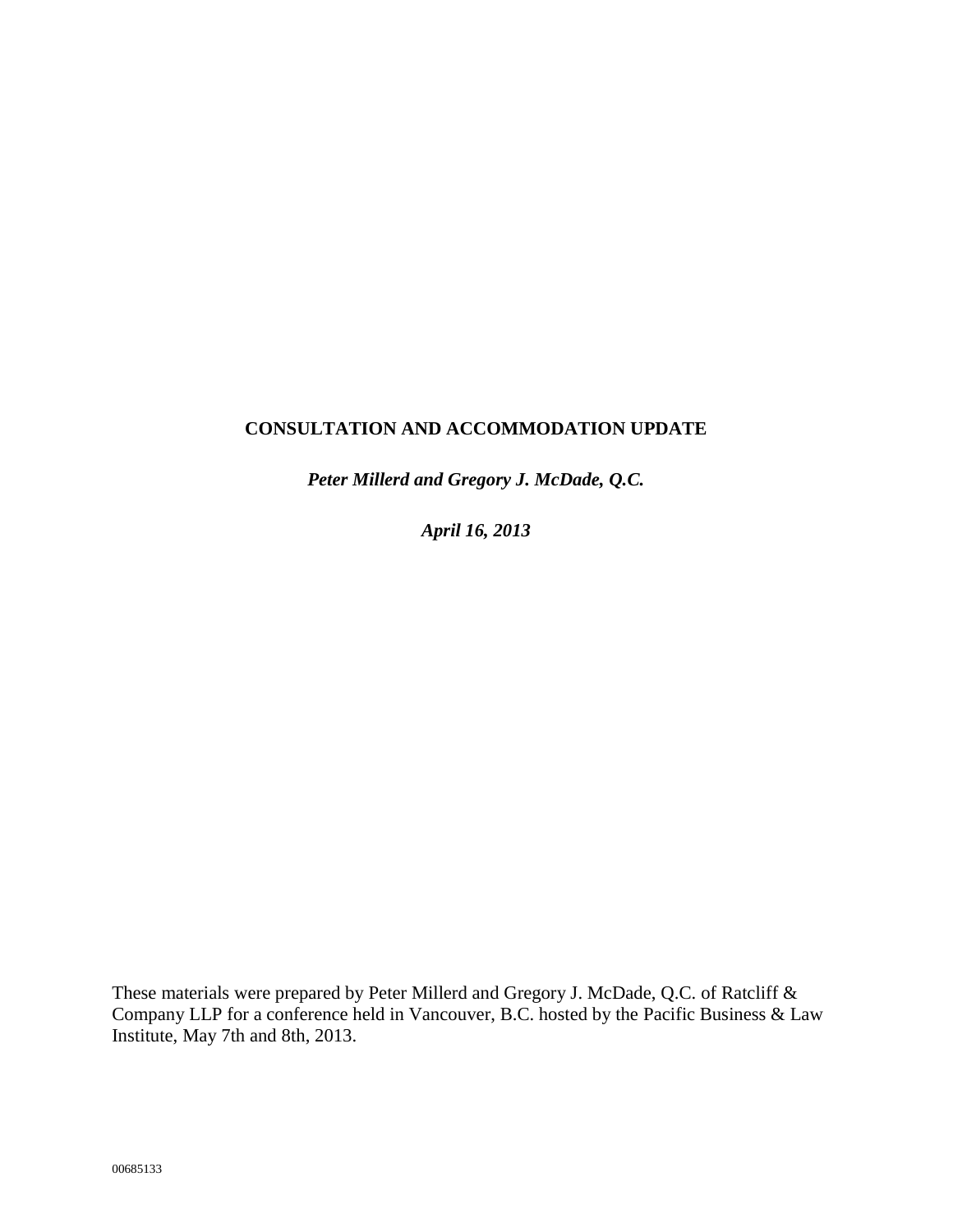# CONSULTATION AND ACCOMMODATION UPDATE

***Peter Millerd and Gregory J. McDade, Q.C.***

***April 16, 2013***

These materials were prepared by Peter Millerd and Gregory J. McDade, Q.C. of Ratcliff & Company LLP for a conference held in Vancouver, B.C. hosted by the Pacific Business & Law Institute, May 7th and 8th, 2013.

00685133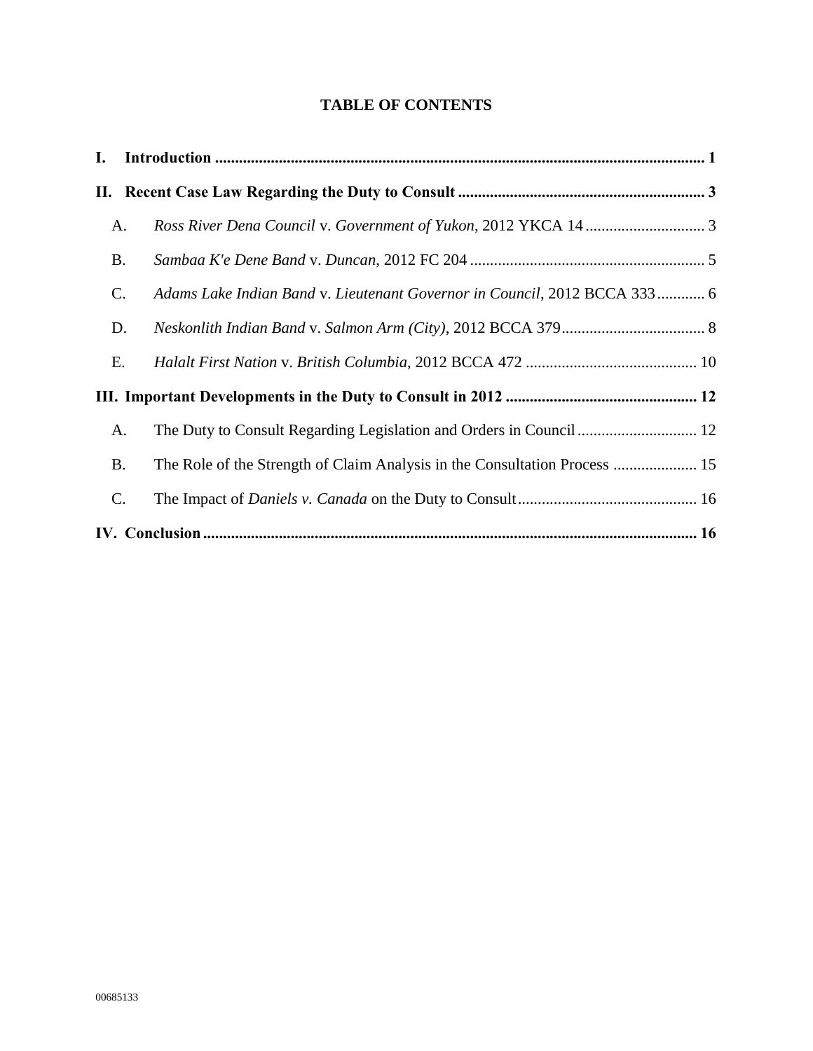**TABLE OF CONTENTS**

**I. Introduction** ..... 1

**II. Recent Case Law Regarding the Duty to Consult** ..... 3

- A. *Ross River Dena Council* v. *Government of Yukon*, 2012 YKCA 14 ..... 3
- B. *Sambaa K'e Dene Band* v. *Duncan*, 2012 FC 204 ..... 5
- C. *Adams Lake Indian Band* v. *Lieutenant Governor in Council*, 2012 BCCA 333 ..... 6
- D. *Neskonlith Indian Band* v. *Salmon Arm (City)*, 2012 BCCA 379 ..... 8
- E. *Halalt First Nation* v. *British Columbia*, 2012 BCCA 472 ..... 10

**III. Important Developments in the Duty to Consult in 2012** ..... 12

- A. The Duty to Consult Regarding Legislation and Orders in Council ..... 12
- B. The Role of the Strength of Claim Analysis in the Consultation Process ..... 15
- C. The Impact of *Daniels v. Canada* on the Duty to Consult ..... 16

**IV. Conclusion** ..... 16

00685133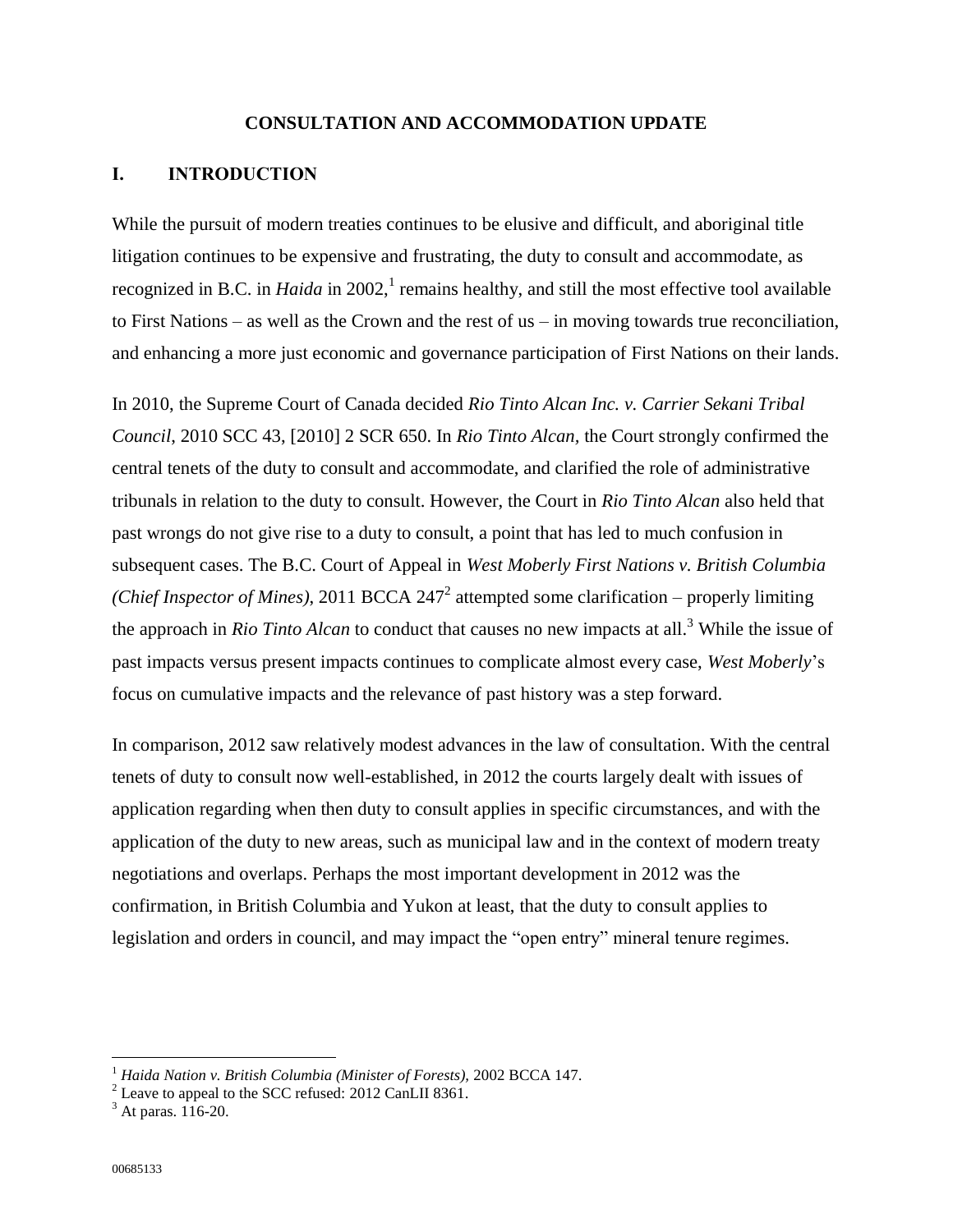# CONSULTATION AND ACCOMMODATION UPDATE

## I. INTRODUCTION

While the pursuit of modern treaties continues to be elusive and difficult, and aboriginal title litigation continues to be expensive and frustrating, the duty to consult and accommodate, as recognized in B.C. in *Haida* in 2002,[1] remains healthy, and still the most effective tool available to First Nations – as well as the Crown and the rest of us – in moving towards true reconciliation, and enhancing a more just economic and governance participation of First Nations on their lands.

In 2010, the Supreme Court of Canada decided *Rio Tinto Alcan Inc. v. Carrier Sekani Tribal Council*, 2010 SCC 43, [2010] 2 SCR 650. In *Rio Tinto Alcan,* the Court strongly confirmed the central tenets of the duty to consult and accommodate, and clarified the role of administrative tribunals in relation to the duty to consult. However, the Court in *Rio Tinto Alcan* also held that past wrongs do not give rise to a duty to consult, a point that has led to much confusion in subsequent cases. The B.C. Court of Appeal in *West Moberly First Nations v. British Columbia (Chief Inspector of Mines)*, 2011 BCCA 247[2] attempted some clarification – properly limiting the approach in *Rio Tinto Alcan* to conduct that causes no new impacts at all.[3] While the issue of past impacts versus present impacts continues to complicate almost every case, *West Moberly*'s focus on cumulative impacts and the relevance of past history was a step forward.

In comparison, 2012 saw relatively modest advances in the law of consultation. With the central tenets of duty to consult now well-established, in 2012 the courts largely dealt with issues of application regarding when then duty to consult applies in specific circumstances, and with the application of the duty to new areas, such as municipal law and in the context of modern treaty negotiations and overlaps. Perhaps the most important development in 2012 was the confirmation, in British Columbia and Yukon at least, that the duty to consult applies to legislation and orders in council, and may impact the "open entry" mineral tenure regimes.

---

[1] *Haida Nation v. British Columbia (Minister of Forests)*, 2002 BCCA 147.

[2] Leave to appeal to the SCC refused: 2012 CanLII 8361.

[3] At paras. 116-20.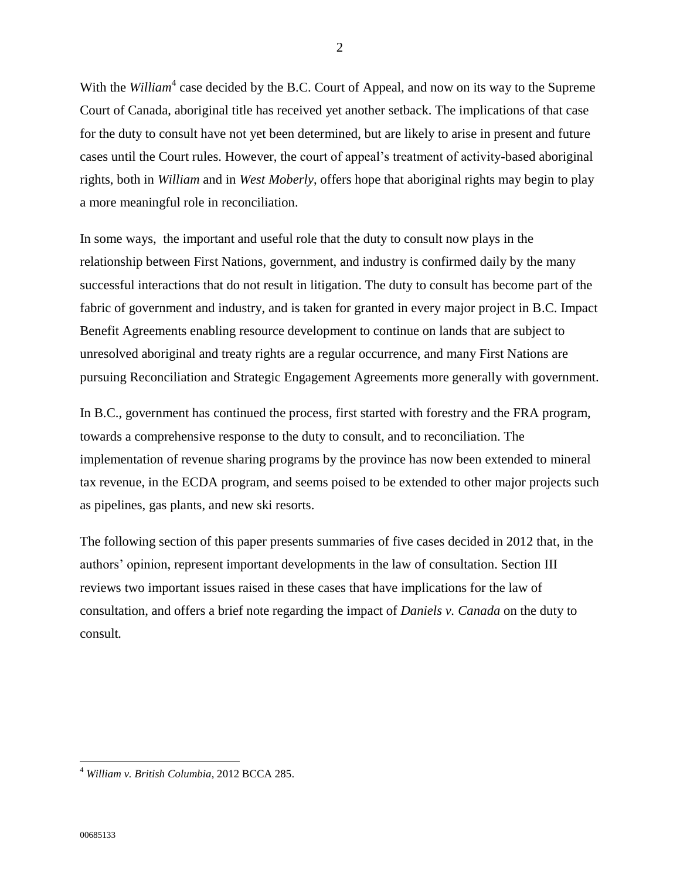With the *William*[4] case decided by the B.C. Court of Appeal, and now on its way to the Supreme Court of Canada, aboriginal title has received yet another setback. The implications of that case for the duty to consult have not yet been determined, but are likely to arise in present and future cases until the Court rules. However, the court of appeal's treatment of activity-based aboriginal rights, both in *William* and in *West Moberly*, offers hope that aboriginal rights may begin to play a more meaningful role in reconciliation.

In some ways, the important and useful role that the duty to consult now plays in the relationship between First Nations, government, and industry is confirmed daily by the many successful interactions that do not result in litigation. The duty to consult has become part of the fabric of government and industry, and is taken for granted in every major project in B.C. Impact Benefit Agreements enabling resource development to continue on lands that are subject to unresolved aboriginal and treaty rights are a regular occurrence, and many First Nations are pursuing Reconciliation and Strategic Engagement Agreements more generally with government.

In B.C., government has continued the process, first started with forestry and the FRA program, towards a comprehensive response to the duty to consult, and to reconciliation. The implementation of revenue sharing programs by the province has now been extended to mineral tax revenue, in the ECDA program, and seems poised to be extended to other major projects such as pipelines, gas plants, and new ski resorts.

The following section of this paper presents summaries of five cases decided in 2012 that, in the authors' opinion, represent important developments in the law of consultation. Section III reviews two important issues raised in these cases that have implications for the law of consultation, and offers a brief note regarding the impact of *Daniels v. Canada* on the duty to consult.

---

[4] *William v. British Columbia*, 2012 BCCA 285.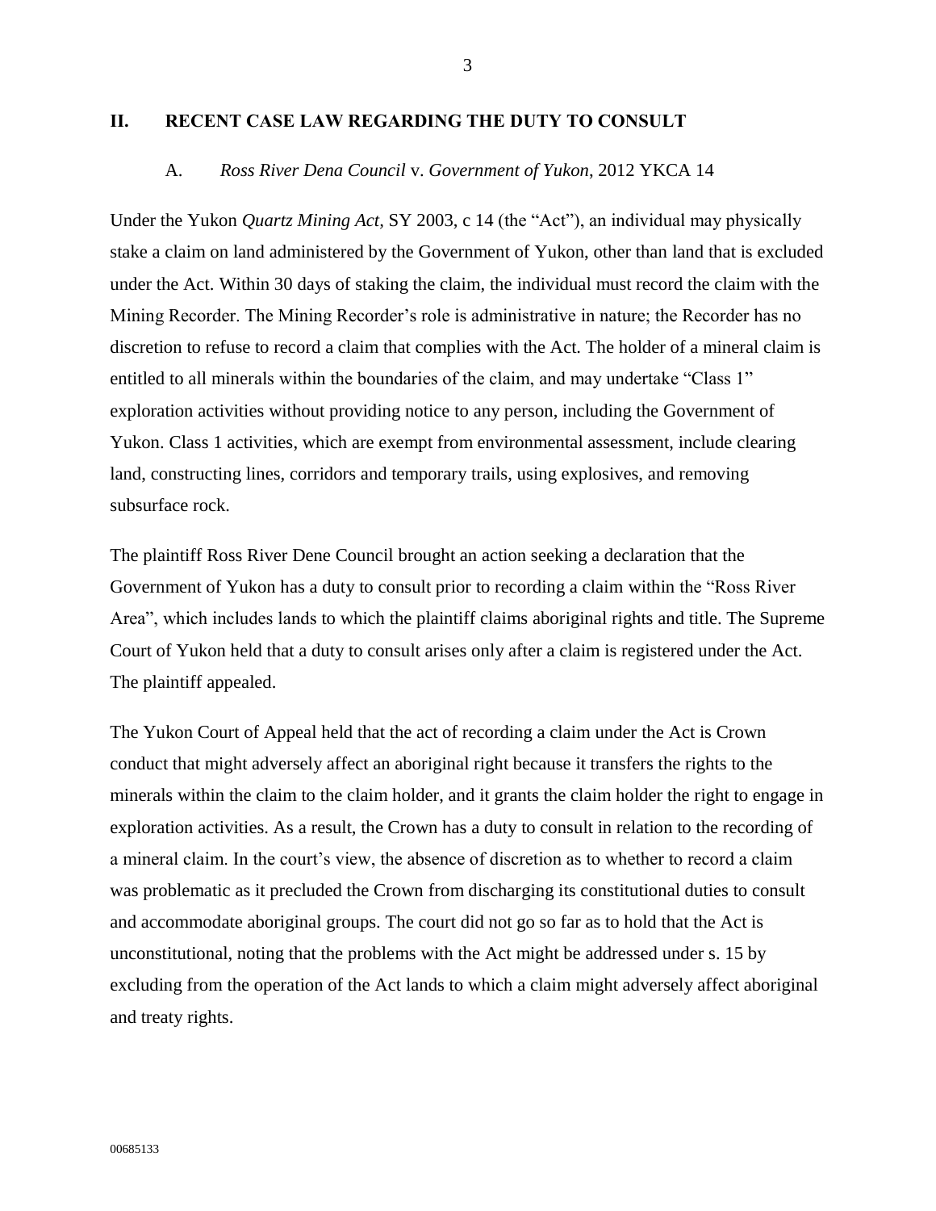## II. RECENT CASE LAW REGARDING THE DUTY TO CONSULT

### A. *Ross River Dena Council* v. *Government of Yukon*, 2012 YKCA 14

Under the Yukon *Quartz Mining Act*, SY 2003, c 14 (the "Act"), an individual may physically stake a claim on land administered by the Government of Yukon, other than land that is excluded under the Act. Within 30 days of staking the claim, the individual must record the claim with the Mining Recorder. The Mining Recorder's role is administrative in nature; the Recorder has no discretion to refuse to record a claim that complies with the Act. The holder of a mineral claim is entitled to all minerals within the boundaries of the claim, and may undertake "Class 1" exploration activities without providing notice to any person, including the Government of Yukon. Class 1 activities, which are exempt from environmental assessment, include clearing land, constructing lines, corridors and temporary trails, using explosives, and removing subsurface rock.

The plaintiff Ross River Dene Council brought an action seeking a declaration that the Government of Yukon has a duty to consult prior to recording a claim within the "Ross River Area", which includes lands to which the plaintiff claims aboriginal rights and title. The Supreme Court of Yukon held that a duty to consult arises only after a claim is registered under the Act. The plaintiff appealed.

The Yukon Court of Appeal held that the act of recording a claim under the Act is Crown conduct that might adversely affect an aboriginal right because it transfers the rights to the minerals within the claim to the claim holder, and it grants the claim holder the right to engage in exploration activities. As a result, the Crown has a duty to consult in relation to the recording of a mineral claim. In the court's view, the absence of discretion as to whether to record a claim was problematic as it precluded the Crown from discharging its constitutional duties to consult and accommodate aboriginal groups. The court did not go so far as to hold that the Act is unconstitutional, noting that the problems with the Act might be addressed under s. 15 by excluding from the operation of the Act lands to which a claim might adversely affect aboriginal and treaty rights.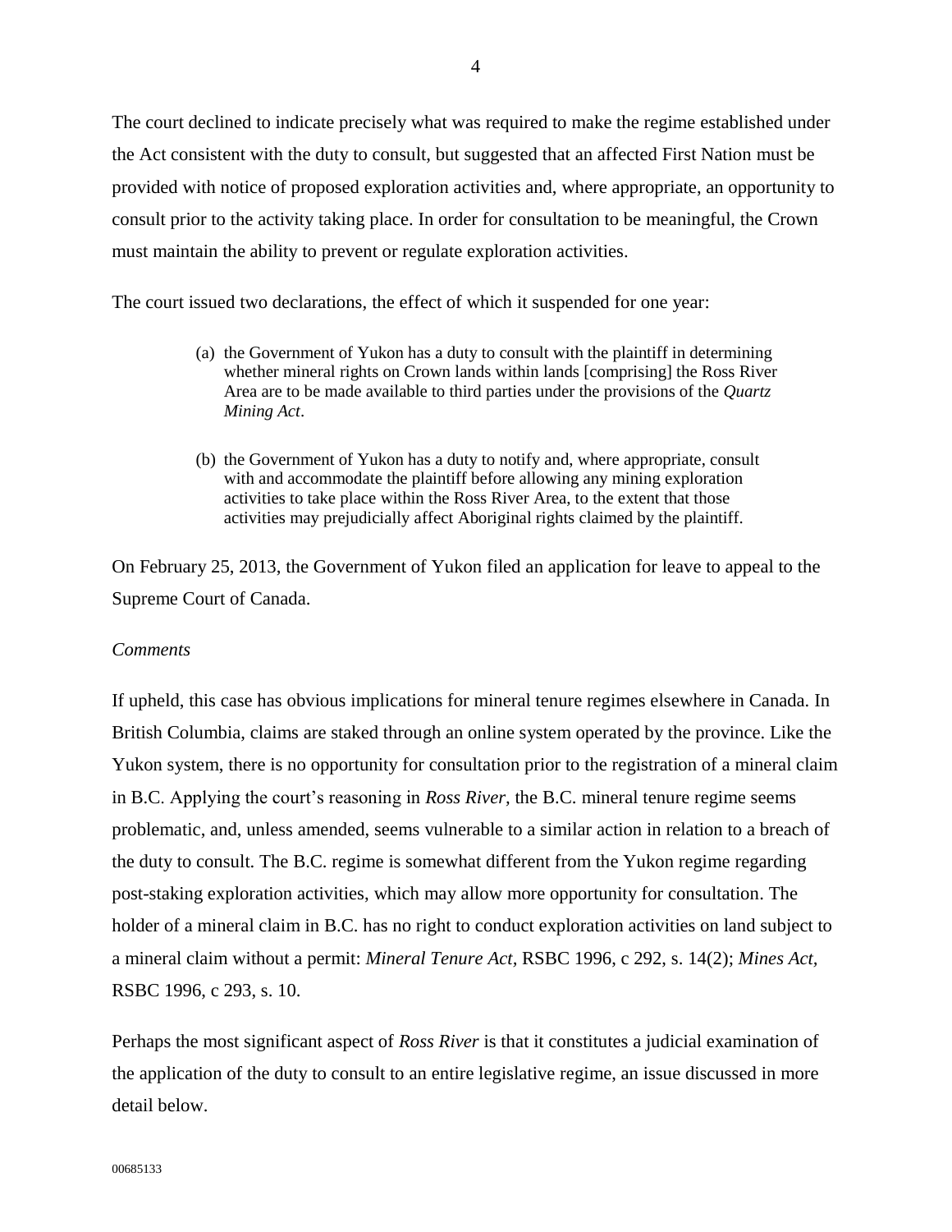The court declined to indicate precisely what was required to make the regime established under the Act consistent with the duty to consult, but suggested that an affected First Nation must be provided with notice of proposed exploration activities and, where appropriate, an opportunity to consult prior to the activity taking place. In order for consultation to be meaningful, the Crown must maintain the ability to prevent or regulate exploration activities.

The court issued two declarations, the effect of which it suspended for one year:

> (a) the Government of Yukon has a duty to consult with the plaintiff in determining whether mineral rights on Crown lands within lands [comprising] the Ross River Area are to be made available to third parties under the provisions of the *Quartz Mining Act*.
>
> (b) the Government of Yukon has a duty to notify and, where appropriate, consult with and accommodate the plaintiff before allowing any mining exploration activities to take place within the Ross River Area, to the extent that those activities may prejudicially affect Aboriginal rights claimed by the plaintiff.

On February 25, 2013, the Government of Yukon filed an application for leave to appeal to the Supreme Court of Canada.

*Comments*

If upheld, this case has obvious implications for mineral tenure regimes elsewhere in Canada. In British Columbia, claims are staked through an online system operated by the province. Like the Yukon system, there is no opportunity for consultation prior to the registration of a mineral claim in B.C. Applying the court's reasoning in *Ross River*, the B.C. mineral tenure regime seems problematic, and, unless amended, seems vulnerable to a similar action in relation to a breach of the duty to consult. The B.C. regime is somewhat different from the Yukon regime regarding post-staking exploration activities, which may allow more opportunity for consultation. The holder of a mineral claim in B.C. has no right to conduct exploration activities on land subject to a mineral claim without a permit: *Mineral Tenure Act*, RSBC 1996, c 292, s. 14(2); *Mines Act*, RSBC 1996, c 293, s. 10.

Perhaps the most significant aspect of *Ross River* is that it constitutes a judicial examination of the application of the duty to consult to an entire legislative regime, an issue discussed in more detail below.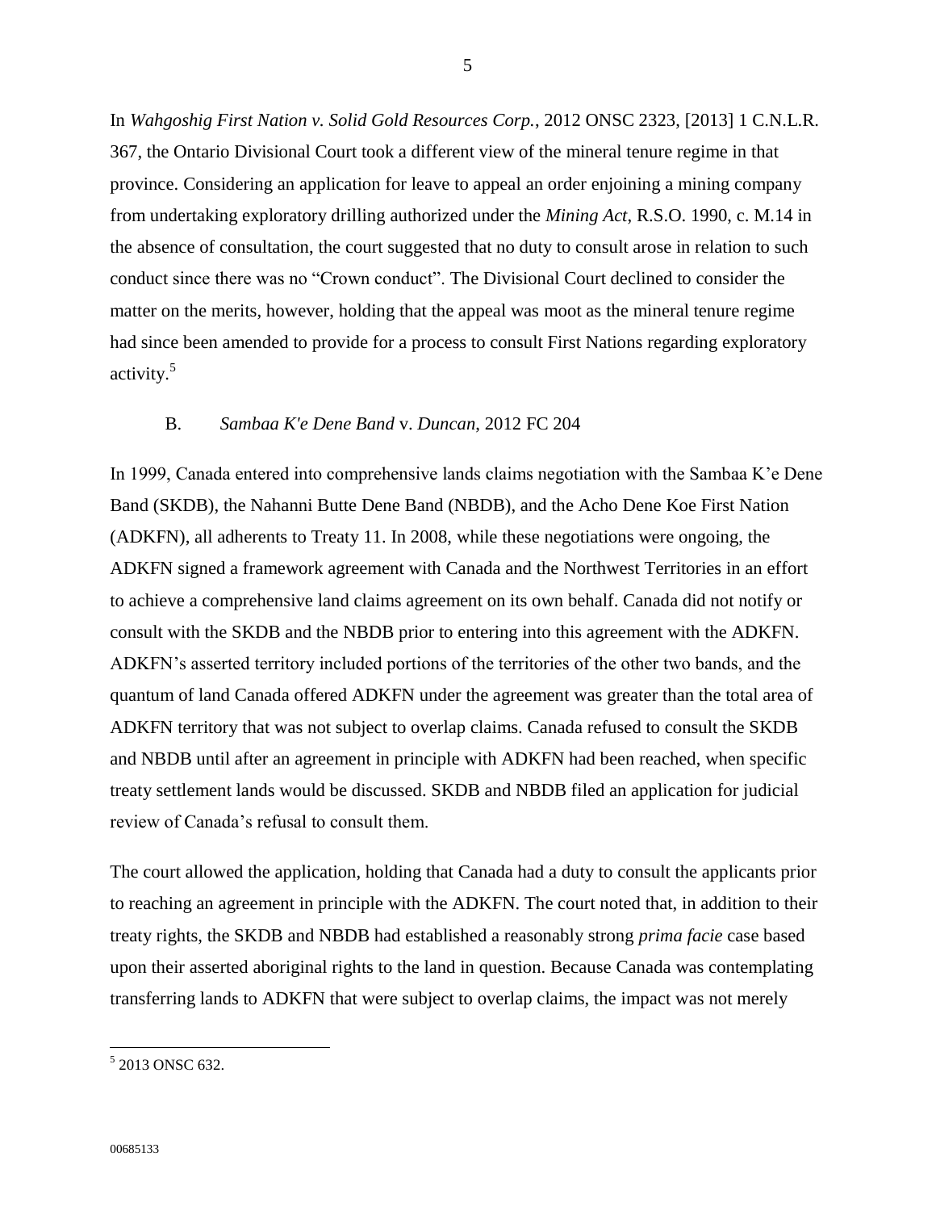In *Wahgoshig First Nation v. Solid Gold Resources Corp.*, 2012 ONSC 2323, [2013] 1 C.N.L.R. 367, the Ontario Divisional Court took a different view of the mineral tenure regime in that province. Considering an application for leave to appeal an order enjoining a mining company from undertaking exploratory drilling authorized under the *Mining Act*, R.S.O. 1990, c. M.14 in the absence of consultation, the court suggested that no duty to consult arose in relation to such conduct since there was no "Crown conduct". The Divisional Court declined to consider the matter on the merits, however, holding that the appeal was moot as the mineral tenure regime had since been amended to provide for a process to consult First Nations regarding exploratory activity.[5]

### B. *Sambaa K'e Dene Band* v. *Duncan*, 2012 FC 204

In 1999, Canada entered into comprehensive lands claims negotiation with the Sambaa K'e Dene Band (SKDB), the Nahanni Butte Dene Band (NBDB), and the Acho Dene Koe First Nation (ADKFN), all adherents to Treaty 11. In 2008, while these negotiations were ongoing, the ADKFN signed a framework agreement with Canada and the Northwest Territories in an effort to achieve a comprehensive land claims agreement on its own behalf. Canada did not notify or consult with the SKDB and the NBDB prior to entering into this agreement with the ADKFN. ADKFN's asserted territory included portions of the territories of the other two bands, and the quantum of land Canada offered ADKFN under the agreement was greater than the total area of ADKFN territory that was not subject to overlap claims. Canada refused to consult the SKDB and NBDB until after an agreement in principle with ADKFN had been reached, when specific treaty settlement lands would be discussed. SKDB and NBDB filed an application for judicial review of Canada's refusal to consult them.

The court allowed the application, holding that Canada had a duty to consult the applicants prior to reaching an agreement in principle with the ADKFN. The court noted that, in addition to their treaty rights, the SKDB and NBDB had established a reasonably strong *prima facie* case based upon their asserted aboriginal rights to the land in question. Because Canada was contemplating transferring lands to ADKFN that were subject to overlap claims, the impact was not merely

---

[5] 2013 ONSC 632.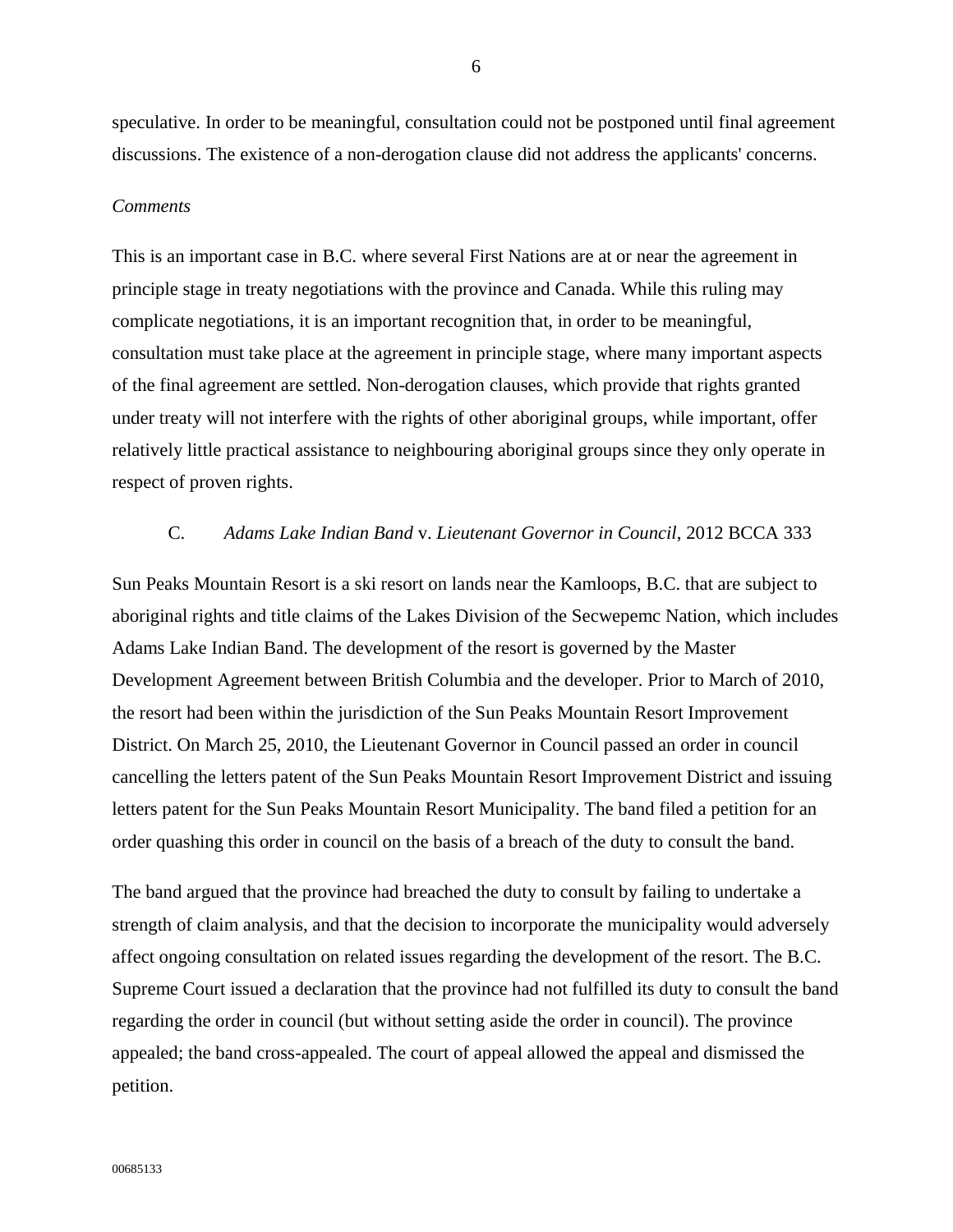speculative. In order to be meaningful, consultation could not be postponed until final agreement discussions. The existence of a non-derogation clause did not address the applicants' concerns.

*Comments*

This is an important case in B.C. where several First Nations are at or near the agreement in principle stage in treaty negotiations with the province and Canada. While this ruling may complicate negotiations, it is an important recognition that, in order to be meaningful, consultation must take place at the agreement in principle stage, where many important aspects of the final agreement are settled. Non-derogation clauses, which provide that rights granted under treaty will not interfere with the rights of other aboriginal groups, while important, offer relatively little practical assistance to neighbouring aboriginal groups since they only operate in respect of proven rights.

### C. *Adams Lake Indian Band* v. *Lieutenant Governor in Council*, 2012 BCCA 333

Sun Peaks Mountain Resort is a ski resort on lands near the Kamloops, B.C. that are subject to aboriginal rights and title claims of the Lakes Division of the Secwepemc Nation, which includes Adams Lake Indian Band. The development of the resort is governed by the Master Development Agreement between British Columbia and the developer. Prior to March of 2010, the resort had been within the jurisdiction of the Sun Peaks Mountain Resort Improvement District. On March 25, 2010, the Lieutenant Governor in Council passed an order in council cancelling the letters patent of the Sun Peaks Mountain Resort Improvement District and issuing letters patent for the Sun Peaks Mountain Resort Municipality. The band filed a petition for an order quashing this order in council on the basis of a breach of the duty to consult the band.

The band argued that the province had breached the duty to consult by failing to undertake a strength of claim analysis, and that the decision to incorporate the municipality would adversely affect ongoing consultation on related issues regarding the development of the resort. The B.C. Supreme Court issued a declaration that the province had not fulfilled its duty to consult the band regarding the order in council (but without setting aside the order in council). The province appealed; the band cross-appealed. The court of appeal allowed the appeal and dismissed the petition.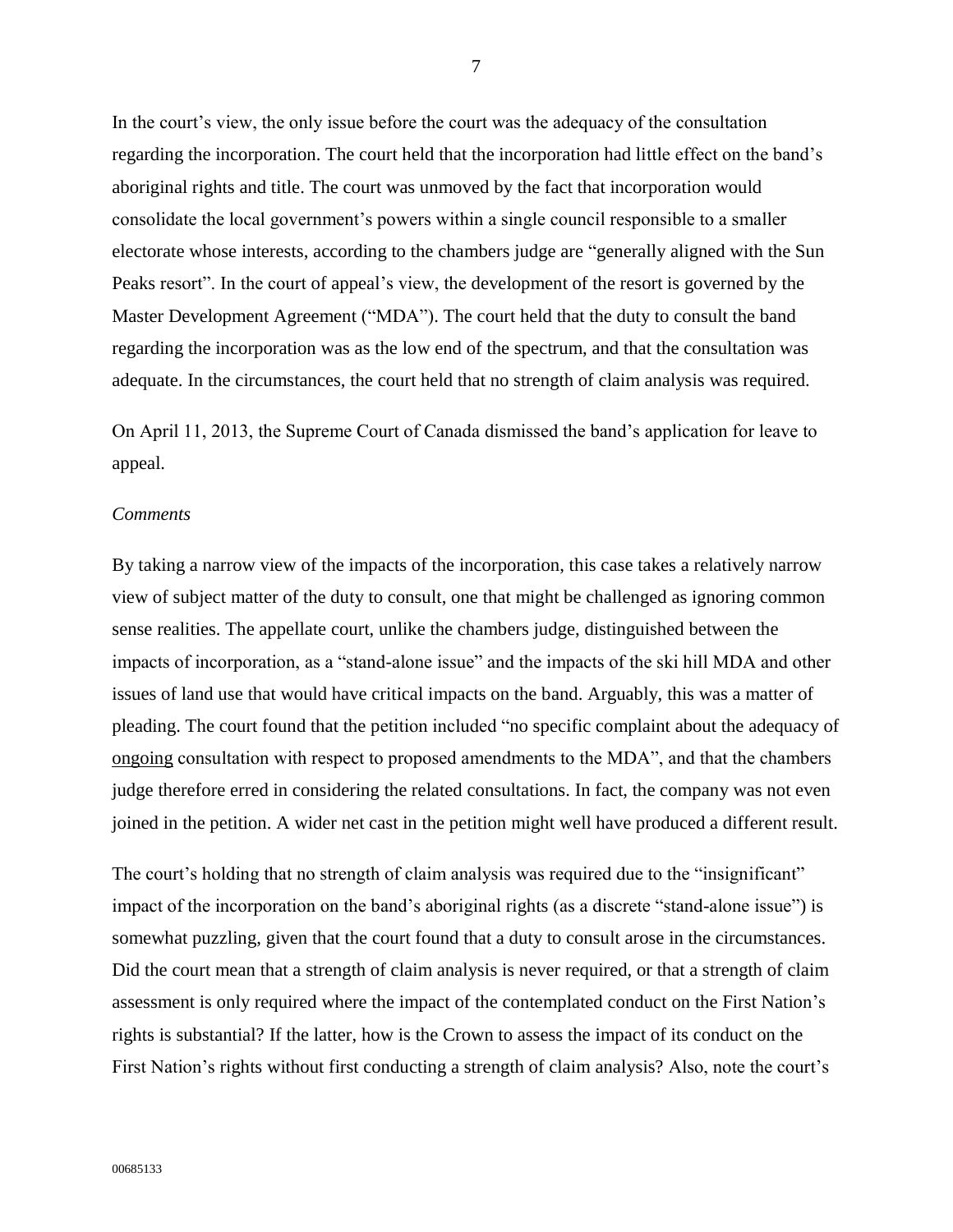In the court's view, the only issue before the court was the adequacy of the consultation regarding the incorporation. The court held that the incorporation had little effect on the band's aboriginal rights and title. The court was unmoved by the fact that incorporation would consolidate the local government's powers within a single council responsible to a smaller electorate whose interests, according to the chambers judge are "generally aligned with the Sun Peaks resort". In the court of appeal's view, the development of the resort is governed by the Master Development Agreement ("MDA"). The court held that the duty to consult the band regarding the incorporation was as the low end of the spectrum, and that the consultation was adequate. In the circumstances, the court held that no strength of claim analysis was required.

On April 11, 2013, the Supreme Court of Canada dismissed the band's application for leave to appeal.

*Comments*

By taking a narrow view of the impacts of the incorporation, this case takes a relatively narrow view of subject matter of the duty to consult, one that might be challenged as ignoring common sense realities. The appellate court, unlike the chambers judge, distinguished between the impacts of incorporation, as a "stand-alone issue" and the impacts of the ski hill MDA and other issues of land use that would have critical impacts on the band. Arguably, this was a matter of pleading. The court found that the petition included "no specific complaint about the adequacy of <u>ongoing</u> consultation with respect to proposed amendments to the MDA", and that the chambers judge therefore erred in considering the related consultations. In fact, the company was not even joined in the petition. A wider net cast in the petition might well have produced a different result.

The court's holding that no strength of claim analysis was required due to the "insignificant" impact of the incorporation on the band's aboriginal rights (as a discrete "stand-alone issue") is somewhat puzzling, given that the court found that a duty to consult arose in the circumstances. Did the court mean that a strength of claim analysis is never required, or that a strength of claim assessment is only required where the impact of the contemplated conduct on the First Nation's rights is substantial? If the latter, how is the Crown to assess the impact of its conduct on the First Nation's rights without first conducting a strength of claim analysis? Also, note the court's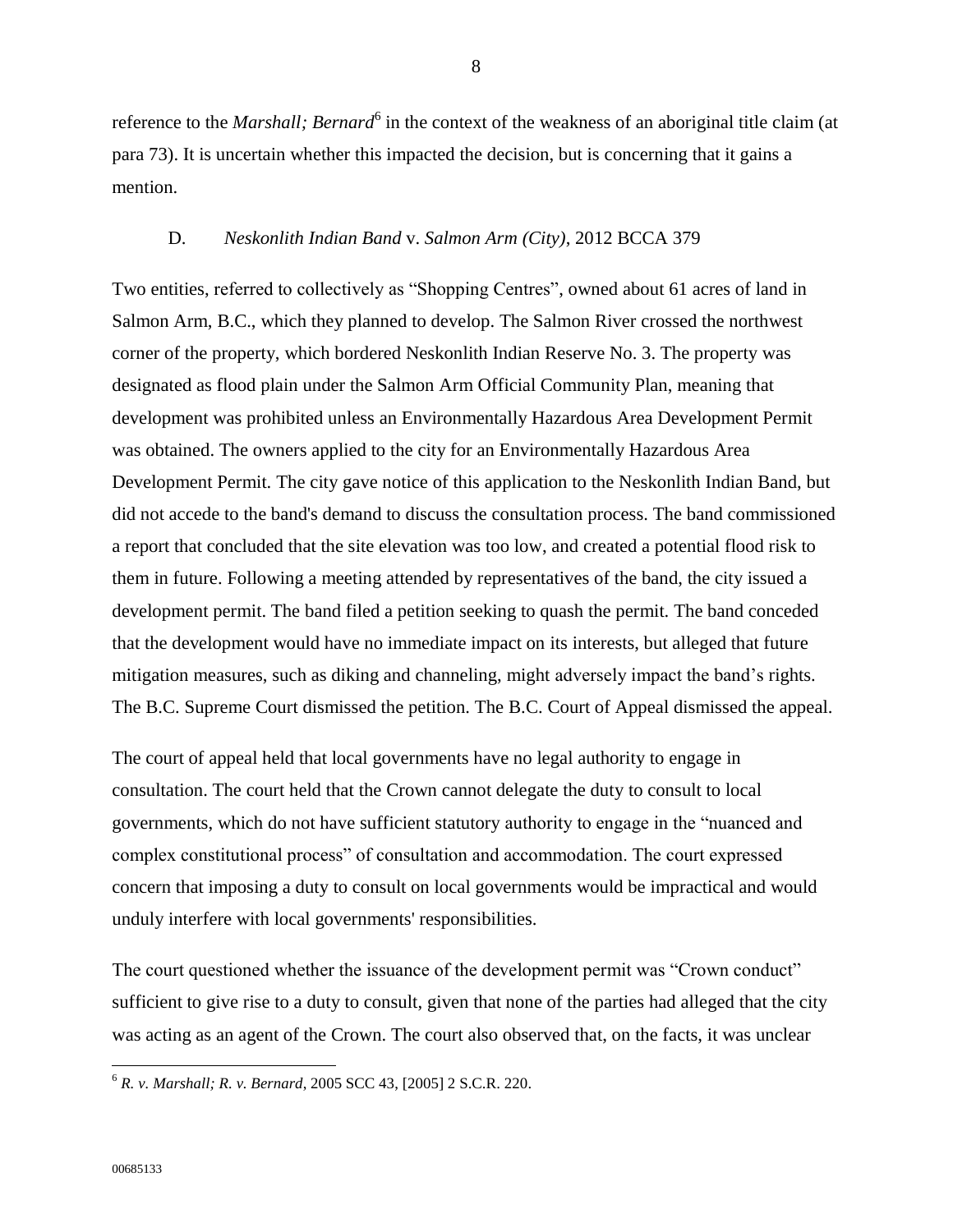reference to the *Marshall; Bernard*[6] in the context of the weakness of an aboriginal title claim (at para 73). It is uncertain whether this impacted the decision, but is concerning that it gains a mention.

### D. *Neskonlith Indian Band* v. *Salmon Arm (City)*, 2012 BCCA 379

Two entities, referred to collectively as "Shopping Centres", owned about 61 acres of land in Salmon Arm, B.C., which they planned to develop. The Salmon River crossed the northwest corner of the property, which bordered Neskonlith Indian Reserve No. 3. The property was designated as flood plain under the Salmon Arm Official Community Plan, meaning that development was prohibited unless an Environmentally Hazardous Area Development Permit was obtained. The owners applied to the city for an Environmentally Hazardous Area Development Permit. The city gave notice of this application to the Neskonlith Indian Band, but did not accede to the band's demand to discuss the consultation process. The band commissioned a report that concluded that the site elevation was too low, and created a potential flood risk to them in future. Following a meeting attended by representatives of the band, the city issued a development permit. The band filed a petition seeking to quash the permit. The band conceded that the development would have no immediate impact on its interests, but alleged that future mitigation measures, such as diking and channeling, might adversely impact the band's rights. The B.C. Supreme Court dismissed the petition. The B.C. Court of Appeal dismissed the appeal.

The court of appeal held that local governments have no legal authority to engage in consultation. The court held that the Crown cannot delegate the duty to consult to local governments, which do not have sufficient statutory authority to engage in the "nuanced and complex constitutional process" of consultation and accommodation. The court expressed concern that imposing a duty to consult on local governments would be impractical and would unduly interfere with local governments' responsibilities.

The court questioned whether the issuance of the development permit was "Crown conduct" sufficient to give rise to a duty to consult, given that none of the parties had alleged that the city was acting as an agent of the Crown. The court also observed that, on the facts, it was unclear

---

[6] *R. v. Marshall; R. v. Bernard*, 2005 SCC 43, [2005] 2 S.C.R. 220.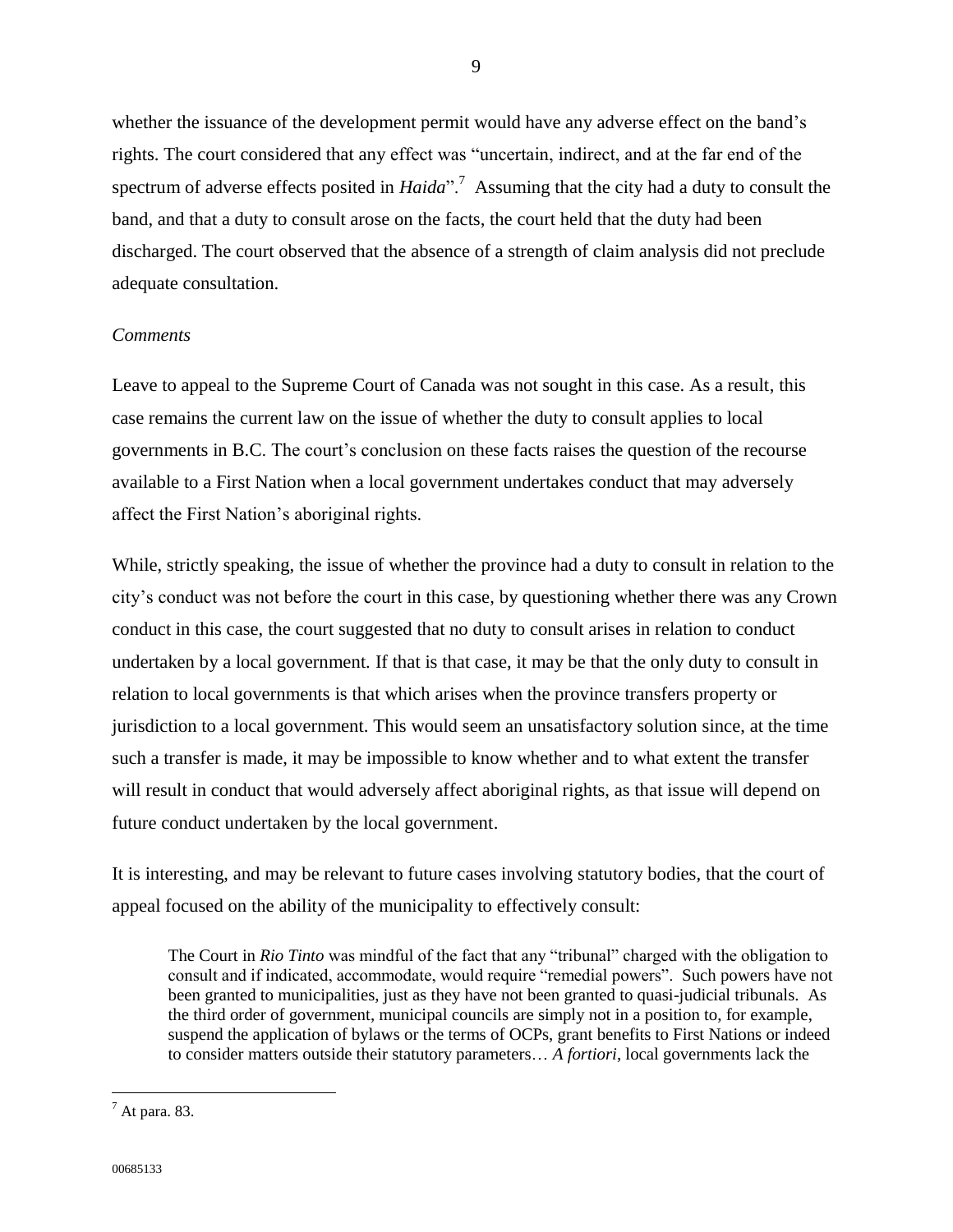whether the issuance of the development permit would have any adverse effect on the band's rights. The court considered that any effect was "uncertain, indirect, and at the far end of the spectrum of adverse effects posited in *Haida*".[7] Assuming that the city had a duty to consult the band, and that a duty to consult arose on the facts, the court held that the duty had been discharged. The court observed that the absence of a strength of claim analysis did not preclude adequate consultation.

*Comments*

Leave to appeal to the Supreme Court of Canada was not sought in this case. As a result, this case remains the current law on the issue of whether the duty to consult applies to local governments in B.C. The court's conclusion on these facts raises the question of the recourse available to a First Nation when a local government undertakes conduct that may adversely affect the First Nation's aboriginal rights.

While, strictly speaking, the issue of whether the province had a duty to consult in relation to the city's conduct was not before the court in this case, by questioning whether there was any Crown conduct in this case, the court suggested that no duty to consult arises in relation to conduct undertaken by a local government. If that is that case, it may be that the only duty to consult in relation to local governments is that which arises when the province transfers property or jurisdiction to a local government. This would seem an unsatisfactory solution since, at the time such a transfer is made, it may be impossible to know whether and to what extent the transfer will result in conduct that would adversely affect aboriginal rights, as that issue will depend on future conduct undertaken by the local government.

It is interesting, and may be relevant to future cases involving statutory bodies, that the court of appeal focused on the ability of the municipality to effectively consult:

> The Court in *Rio Tinto* was mindful of the fact that any "tribunal" charged with the obligation to consult and if indicated, accommodate, would require "remedial powers". Such powers have not been granted to municipalities, just as they have not been granted to quasi-judicial tribunals. As the third order of government, municipal councils are simply not in a position to, for example, suspend the application of bylaws or the terms of OCPs, grant benefits to First Nations or indeed to consider matters outside their statutory parameters… *A fortiori*, local governments lack the

[7] At para. 83.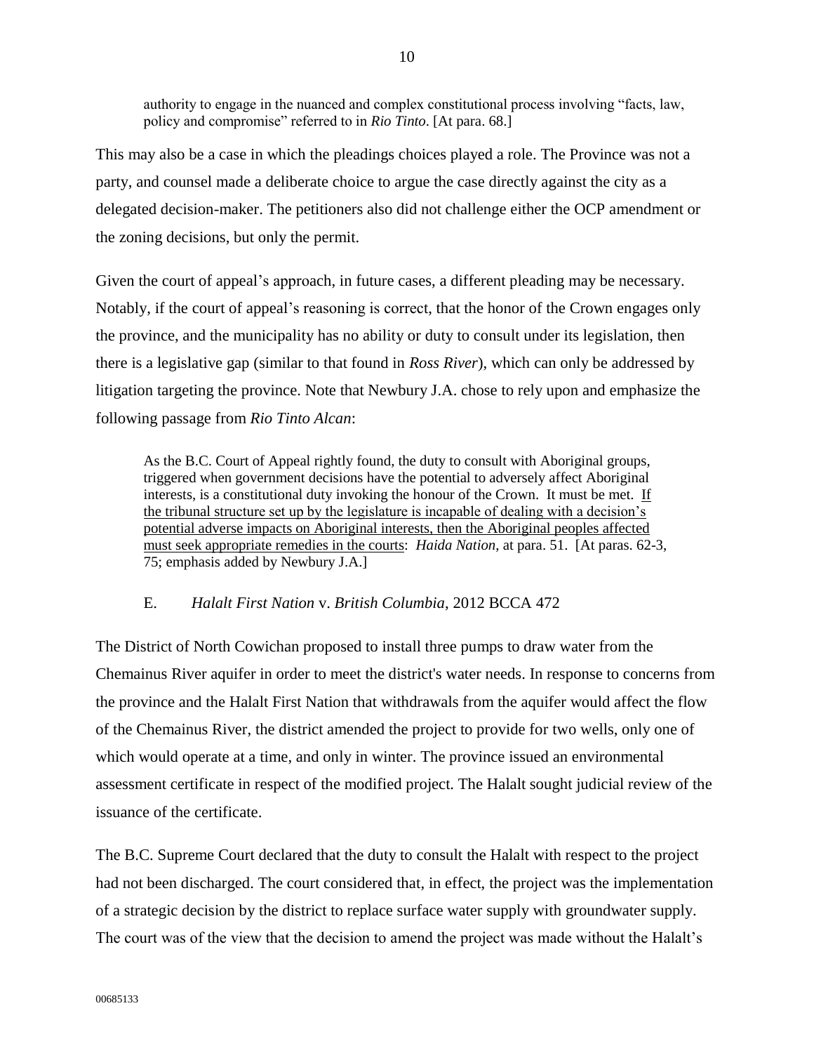> authority to engage in the nuanced and complex constitutional process involving "facts, law, policy and compromise" referred to in *Rio Tinto*. [At para. 68.]

This may also be a case in which the pleadings choices played a role. The Province was not a party, and counsel made a deliberate choice to argue the case directly against the city as a delegated decision-maker. The petitioners also did not challenge either the OCP amendment or the zoning decisions, but only the permit.

Given the court of appeal's approach, in future cases, a different pleading may be necessary. Notably, if the court of appeal's reasoning is correct, that the honor of the Crown engages only the province, and the municipality has no ability or duty to consult under its legislation, then there is a legislative gap (similar to that found in *Ross River*), which can only be addressed by litigation targeting the province. Note that Newbury J.A. chose to rely upon and emphasize the following passage from *Rio Tinto Alcan*:

> As the B.C. Court of Appeal rightly found, the duty to consult with Aboriginal groups, triggered when government decisions have the potential to adversely affect Aboriginal interests, is a constitutional duty invoking the honour of the Crown. It must be met. <u>If the tribunal structure set up by the legislature is incapable of dealing with a decision's potential adverse impacts on Aboriginal interests, then the Aboriginal peoples affected must seek appropriate remedies in the courts</u>: *Haida Nation*, at para. 51. [At paras. 62-3, 75; emphasis added by Newbury J.A.]

### E. *Halalt First Nation* v. *British Columbia*, 2012 BCCA 472

The District of North Cowichan proposed to install three pumps to draw water from the Chemainus River aquifer in order to meet the district's water needs. In response to concerns from the province and the Halalt First Nation that withdrawals from the aquifer would affect the flow of the Chemainus River, the district amended the project to provide for two wells, only one of which would operate at a time, and only in winter. The province issued an environmental assessment certificate in respect of the modified project. The Halalt sought judicial review of the issuance of the certificate.

The B.C. Supreme Court declared that the duty to consult the Halalt with respect to the project had not been discharged. The court considered that, in effect, the project was the implementation of a strategic decision by the district to replace surface water supply with groundwater supply. The court was of the view that the decision to amend the project was made without the Halalt's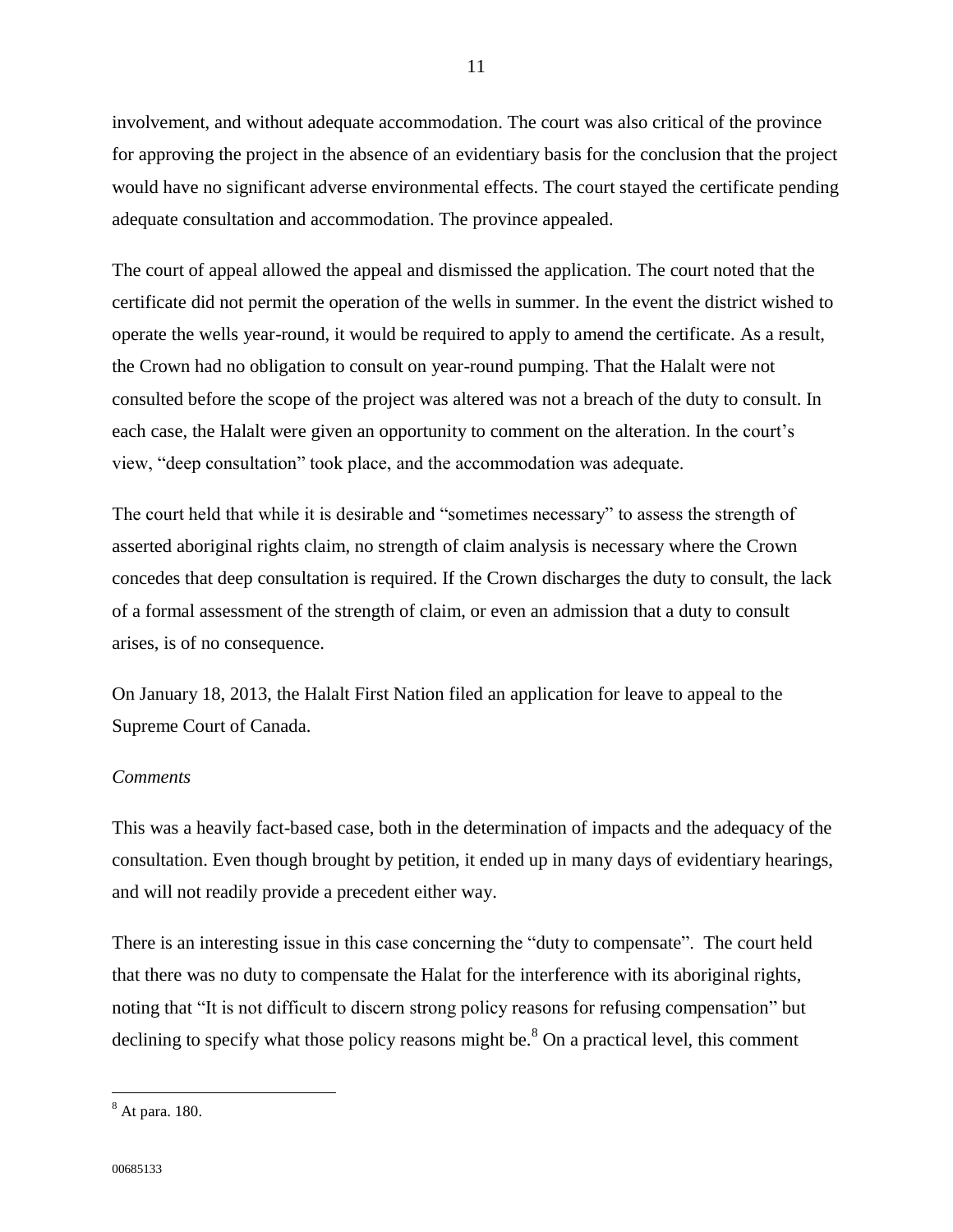involvement, and without adequate accommodation. The court was also critical of the province for approving the project in the absence of an evidentiary basis for the conclusion that the project would have no significant adverse environmental effects. The court stayed the certificate pending adequate consultation and accommodation. The province appealed.

The court of appeal allowed the appeal and dismissed the application. The court noted that the certificate did not permit the operation of the wells in summer. In the event the district wished to operate the wells year-round, it would be required to apply to amend the certificate. As a result, the Crown had no obligation to consult on year-round pumping. That the Halalt were not consulted before the scope of the project was altered was not a breach of the duty to consult. In each case, the Halalt were given an opportunity to comment on the alteration. In the court's view, "deep consultation" took place, and the accommodation was adequate.

The court held that while it is desirable and "sometimes necessary" to assess the strength of asserted aboriginal rights claim, no strength of claim analysis is necessary where the Crown concedes that deep consultation is required. If the Crown discharges the duty to consult, the lack of a formal assessment of the strength of claim, or even an admission that a duty to consult arises, is of no consequence.

On January 18, 2013, the Halalt First Nation filed an application for leave to appeal to the Supreme Court of Canada.

*Comments*

This was a heavily fact-based case, both in the determination of impacts and the adequacy of the consultation. Even though brought by petition, it ended up in many days of evidentiary hearings, and will not readily provide a precedent either way.

There is an interesting issue in this case concerning the "duty to compensate". The court held that there was no duty to compensate the Halat for the interference with its aboriginal rights, noting that "It is not difficult to discern strong policy reasons for refusing compensation" but declining to specify what those policy reasons might be.[8] On a practical level, this comment

---

[8] At para. 180.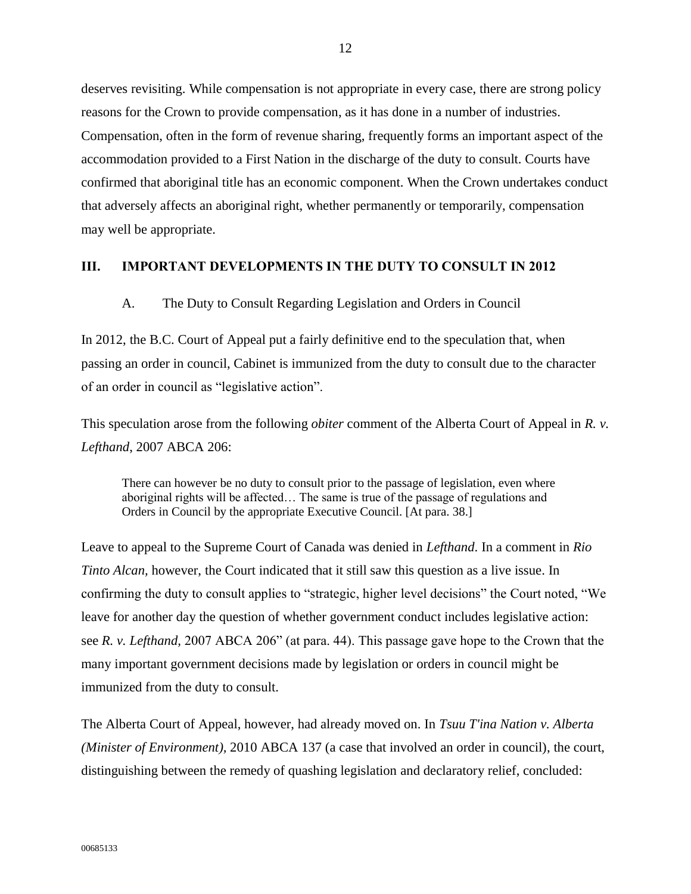deserves revisiting. While compensation is not appropriate in every case, there are strong policy reasons for the Crown to provide compensation, as it has done in a number of industries. Compensation, often in the form of revenue sharing, frequently forms an important aspect of the accommodation provided to a First Nation in the discharge of the duty to consult. Courts have confirmed that aboriginal title has an economic component. When the Crown undertakes conduct that adversely affects an aboriginal right, whether permanently or temporarily, compensation may well be appropriate.

## III. IMPORTANT DEVELOPMENTS IN THE DUTY TO CONSULT IN 2012

### A. The Duty to Consult Regarding Legislation and Orders in Council

In 2012, the B.C. Court of Appeal put a fairly definitive end to the speculation that, when passing an order in council, Cabinet is immunized from the duty to consult due to the character of an order in council as "legislative action".

This speculation arose from the following *obiter* comment of the Alberta Court of Appeal in *R. v. Lefthand*, 2007 ABCA 206:

> There can however be no duty to consult prior to the passage of legislation, even where aboriginal rights will be affected… The same is true of the passage of regulations and Orders in Council by the appropriate Executive Council. [At para. 38.]

Leave to appeal to the Supreme Court of Canada was denied in *Lefthand*. In a comment in *Rio Tinto Alcan*, however, the Court indicated that it still saw this question as a live issue. In confirming the duty to consult applies to "strategic, higher level decisions" the Court noted, "We leave for another day the question of whether government conduct includes legislative action: see *R. v. Lefthand*, 2007 ABCA 206" (at para. 44). This passage gave hope to the Crown that the many important government decisions made by legislation or orders in council might be immunized from the duty to consult.

The Alberta Court of Appeal, however, had already moved on. In *Tsuu T'ina Nation v. Alberta (Minister of Environment)*, 2010 ABCA 137 (a case that involved an order in council), the court, distinguishing between the remedy of quashing legislation and declaratory relief, concluded: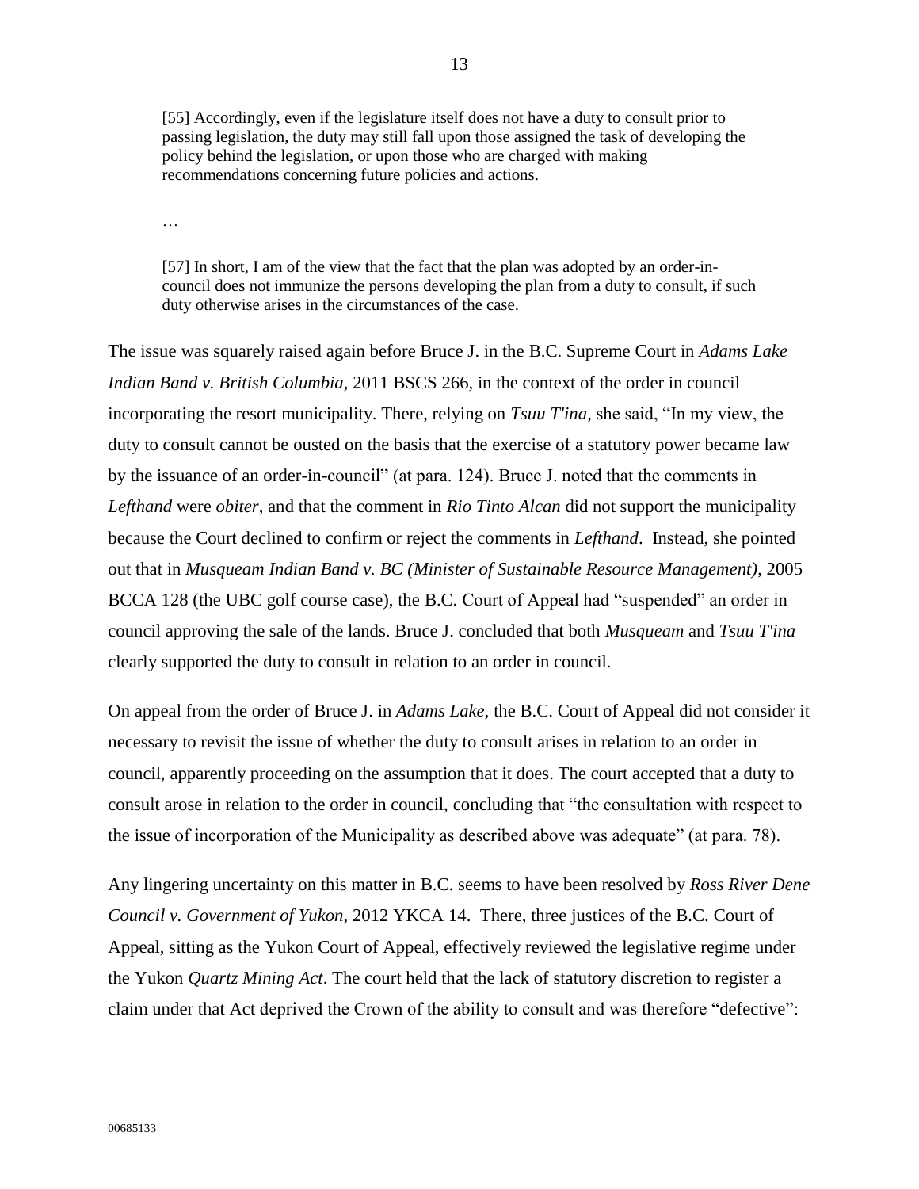> [55] Accordingly, even if the legislature itself does not have a duty to consult prior to passing legislation, the duty may still fall upon those assigned the task of developing the policy behind the legislation, or upon those who are charged with making recommendations concerning future policies and actions.
>
> …
>
> [57] In short, I am of the view that the fact that the plan was adopted by an order-in-council does not immunize the persons developing the plan from a duty to consult, if such duty otherwise arises in the circumstances of the case.

The issue was squarely raised again before Bruce J. in the B.C. Supreme Court in *Adams Lake Indian Band v. British Columbia*, 2011 BSCS 266, in the context of the order in council incorporating the resort municipality. There, relying on *Tsuu T'ina*, she said, "In my view, the duty to consult cannot be ousted on the basis that the exercise of a statutory power became law by the issuance of an order-in-council" (at para. 124). Bruce J. noted that the comments in *Lefthand* were *obiter*, and that the comment in *Rio Tinto Alcan* did not support the municipality because the Court declined to confirm or reject the comments in *Lefthand*. Instead, she pointed out that in *Musqueam Indian Band v. BC (Minister of Sustainable Resource Management)*, 2005 BCCA 128 (the UBC golf course case), the B.C. Court of Appeal had "suspended" an order in council approving the sale of the lands. Bruce J. concluded that both *Musqueam* and *Tsuu T'ina* clearly supported the duty to consult in relation to an order in council.

On appeal from the order of Bruce J. in *Adams Lake*, the B.C. Court of Appeal did not consider it necessary to revisit the issue of whether the duty to consult arises in relation to an order in council, apparently proceeding on the assumption that it does. The court accepted that a duty to consult arose in relation to the order in council, concluding that "the consultation with respect to the issue of incorporation of the Municipality as described above was adequate" (at para. 78).

Any lingering uncertainty on this matter in B.C. seems to have been resolved by *Ross River Dene Council v. Government of Yukon*, 2012 YKCA 14. There, three justices of the B.C. Court of Appeal, sitting as the Yukon Court of Appeal, effectively reviewed the legislative regime under the Yukon *Quartz Mining Act*. The court held that the lack of statutory discretion to register a claim under that Act deprived the Crown of the ability to consult and was therefore "defective":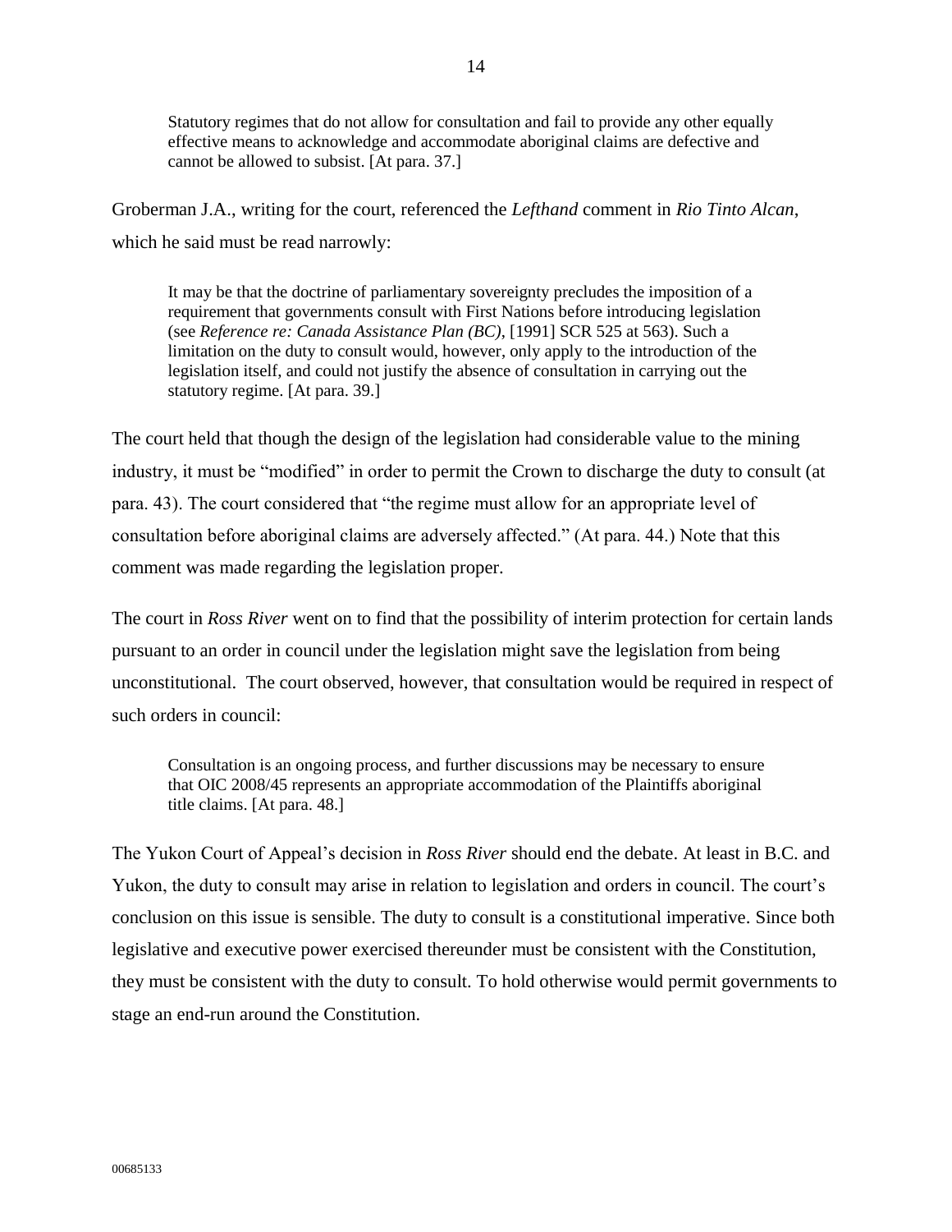> Statutory regimes that do not allow for consultation and fail to provide any other equally effective means to acknowledge and accommodate aboriginal claims are defective and cannot be allowed to subsist. [At para. 37.]

Groberman J.A., writing for the court, referenced the *Lefthand* comment in *Rio Tinto Alcan*, which he said must be read narrowly:

> It may be that the doctrine of parliamentary sovereignty precludes the imposition of a requirement that governments consult with First Nations before introducing legislation (see *Reference re: Canada Assistance Plan (BC)*, [1991] SCR 525 at 563). Such a limitation on the duty to consult would, however, only apply to the introduction of the legislation itself, and could not justify the absence of consultation in carrying out the statutory regime. [At para. 39.]

The court held that though the design of the legislation had considerable value to the mining industry, it must be "modified" in order to permit the Crown to discharge the duty to consult (at para. 43). The court considered that "the regime must allow for an appropriate level of consultation before aboriginal claims are adversely affected." (At para. 44.) Note that this comment was made regarding the legislation proper.

The court in *Ross River* went on to find that the possibility of interim protection for certain lands pursuant to an order in council under the legislation might save the legislation from being unconstitutional. The court observed, however, that consultation would be required in respect of such orders in council:

> Consultation is an ongoing process, and further discussions may be necessary to ensure that OIC 2008/45 represents an appropriate accommodation of the Plaintiffs aboriginal title claims. [At para. 48.]

The Yukon Court of Appeal's decision in *Ross River* should end the debate. At least in B.C. and Yukon, the duty to consult may arise in relation to legislation and orders in council. The court's conclusion on this issue is sensible. The duty to consult is a constitutional imperative. Since both legislative and executive power exercised thereunder must be consistent with the Constitution, they must be consistent with the duty to consult. To hold otherwise would permit governments to stage an end-run around the Constitution.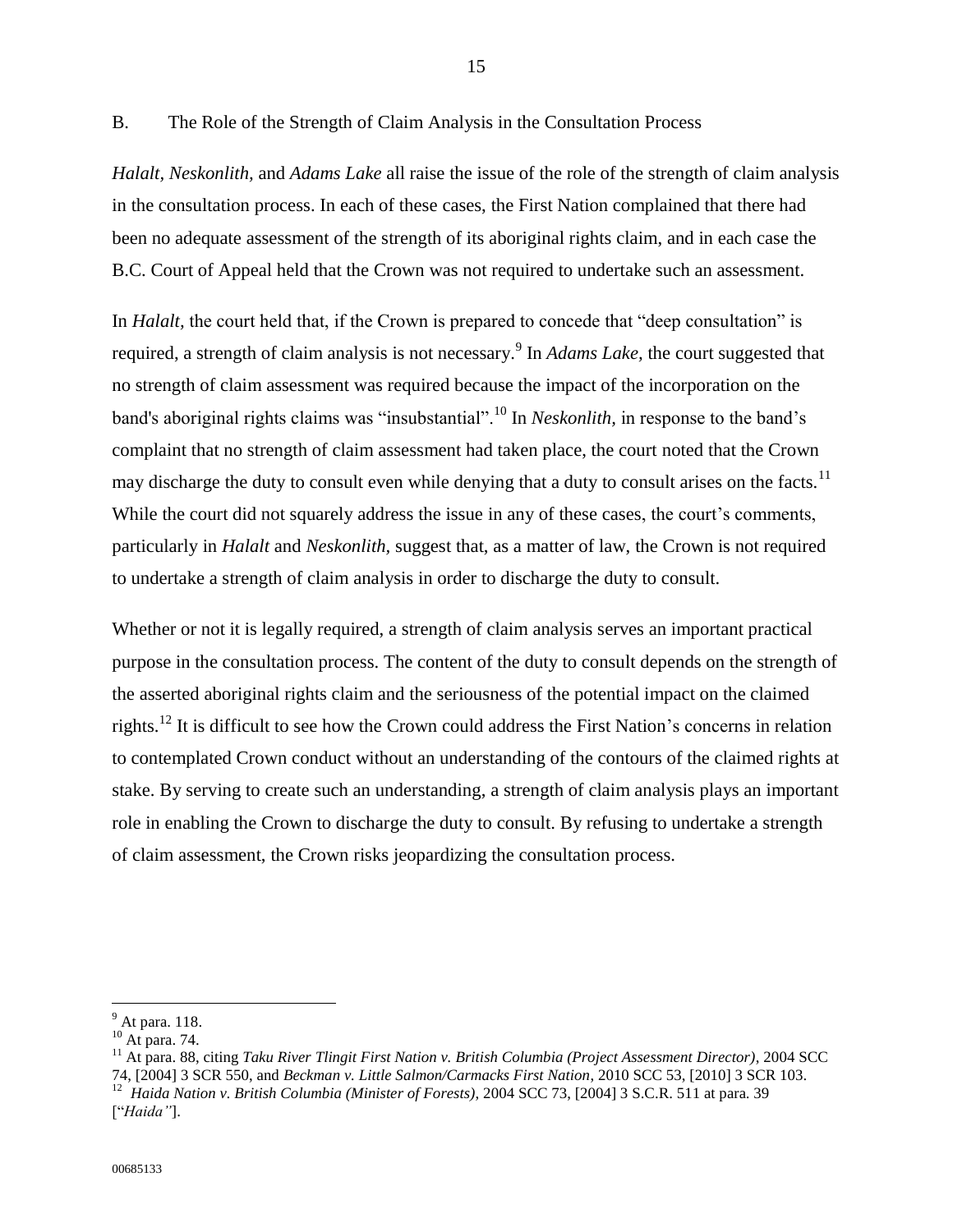## B. The Role of the Strength of Claim Analysis in the Consultation Process

*Halalt*, *Neskonlith,* and *Adams Lake* all raise the issue of the role of the strength of claim analysis in the consultation process. In each of these cases, the First Nation complained that there had been no adequate assessment of the strength of its aboriginal rights claim, and in each case the B.C. Court of Appeal held that the Crown was not required to undertake such an assessment.

In *Halalt,* the court held that, if the Crown is prepared to concede that "deep consultation" is required, a strength of claim analysis is not necessary.[9] In *Adams Lake,* the court suggested that no strength of claim assessment was required because the impact of the incorporation on the band's aboriginal rights claims was "insubstantial".[10] In *Neskonlith,* in response to the band's complaint that no strength of claim assessment had taken place, the court noted that the Crown may discharge the duty to consult even while denying that a duty to consult arises on the facts.[11] While the court did not squarely address the issue in any of these cases, the court's comments, particularly in *Halalt* and *Neskonlith,* suggest that, as a matter of law, the Crown is not required to undertake a strength of claim analysis in order to discharge the duty to consult.

Whether or not it is legally required, a strength of claim analysis serves an important practical purpose in the consultation process. The content of the duty to consult depends on the strength of the asserted aboriginal rights claim and the seriousness of the potential impact on the claimed rights.[12] It is difficult to see how the Crown could address the First Nation's concerns in relation to contemplated Crown conduct without an understanding of the contours of the claimed rights at stake. By serving to create such an understanding, a strength of claim analysis plays an important role in enabling the Crown to discharge the duty to consult. By refusing to undertake a strength of claim assessment, the Crown risks jeopardizing the consultation process.

---

[9] At para. 118.

[10] At para. 74.

[11] At para. 88, citing *Taku River Tlingit First Nation v. British Columbia (Project Assessment Director),* 2004 SCC 74, [2004] 3 SCR 550, and *Beckman v. Little Salmon/Carmacks First Nation,* 2010 SCC 53, [2010] 3 SCR 103.

[12] *Haida Nation v. British Columbia (Minister of Forests),* 2004 SCC 73, [2004] 3 S.C.R. 511 at para. 39 ["*Haida"*].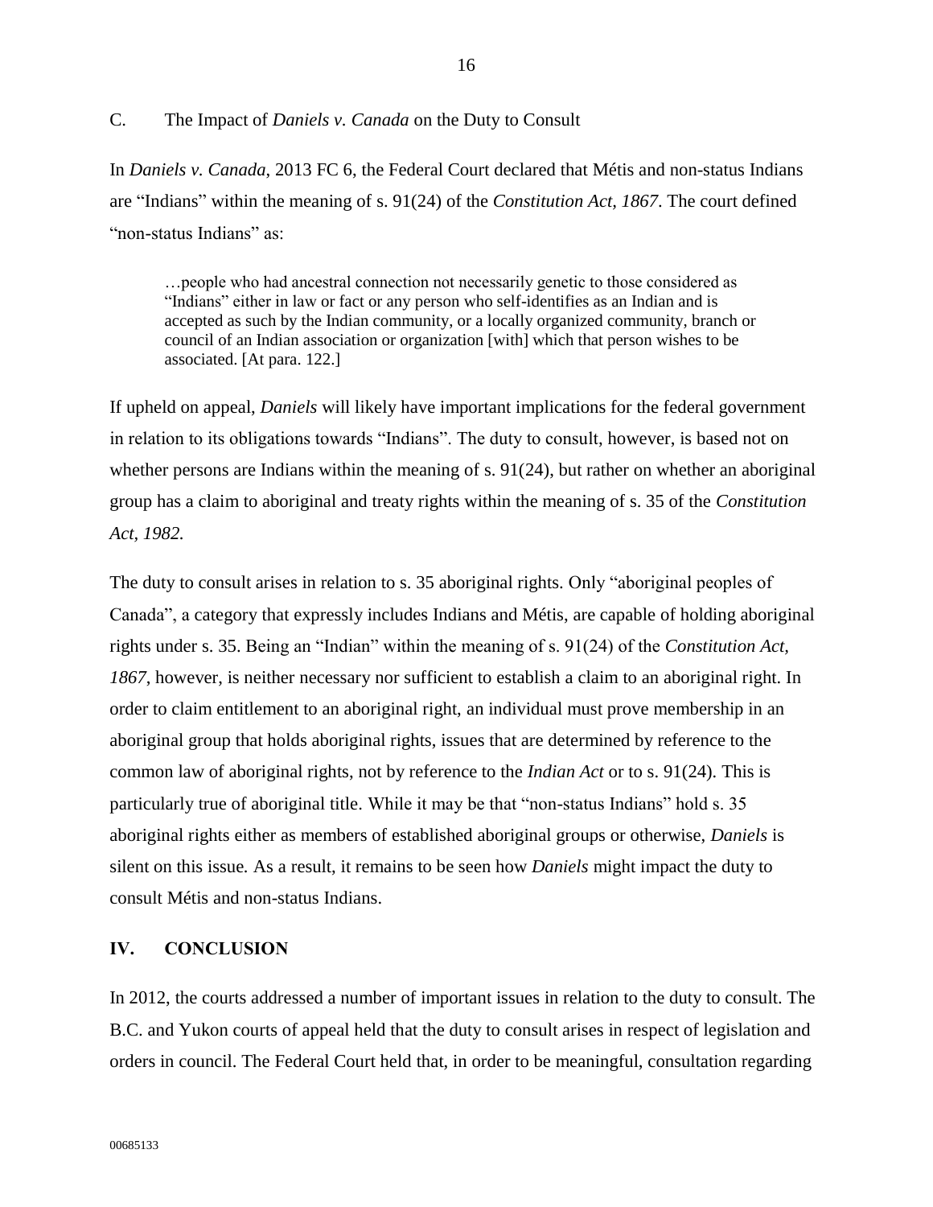### C. The Impact of *Daniels v. Canada* on the Duty to Consult

In *Daniels v. Canada*, 2013 FC 6, the Federal Court declared that Métis and non-status Indians are "Indians" within the meaning of s. 91(24) of the *Constitution Act, 1867*. The court defined "non-status Indians" as:

> …people who had ancestral connection not necessarily genetic to those considered as "Indians" either in law or fact or any person who self-identifies as an Indian and is accepted as such by the Indian community, or a locally organized community, branch or council of an Indian association or organization [with] which that person wishes to be associated. [At para. 122.]

If upheld on appeal, *Daniels* will likely have important implications for the federal government in relation to its obligations towards "Indians". The duty to consult, however, is based not on whether persons are Indians within the meaning of s. 91(24), but rather on whether an aboriginal group has a claim to aboriginal and treaty rights within the meaning of s. 35 of the *Constitution Act, 1982.*

The duty to consult arises in relation to s. 35 aboriginal rights. Only "aboriginal peoples of Canada", a category that expressly includes Indians and Métis, are capable of holding aboriginal rights under s. 35. Being an "Indian" within the meaning of s. 91(24) of the *Constitution Act, 1867*, however, is neither necessary nor sufficient to establish a claim to an aboriginal right. In order to claim entitlement to an aboriginal right, an individual must prove membership in an aboriginal group that holds aboriginal rights, issues that are determined by reference to the common law of aboriginal rights, not by reference to the *Indian Act* or to s. 91(24). This is particularly true of aboriginal title. While it may be that "non-status Indians" hold s. 35 aboriginal rights either as members of established aboriginal groups or otherwise, *Daniels* is silent on this issue. As a result, it remains to be seen how *Daniels* might impact the duty to consult Métis and non-status Indians.

## IV. CONCLUSION

In 2012, the courts addressed a number of important issues in relation to the duty to consult. The B.C. and Yukon courts of appeal held that the duty to consult arises in respect of legislation and orders in council. The Federal Court held that, in order to be meaningful, consultation regarding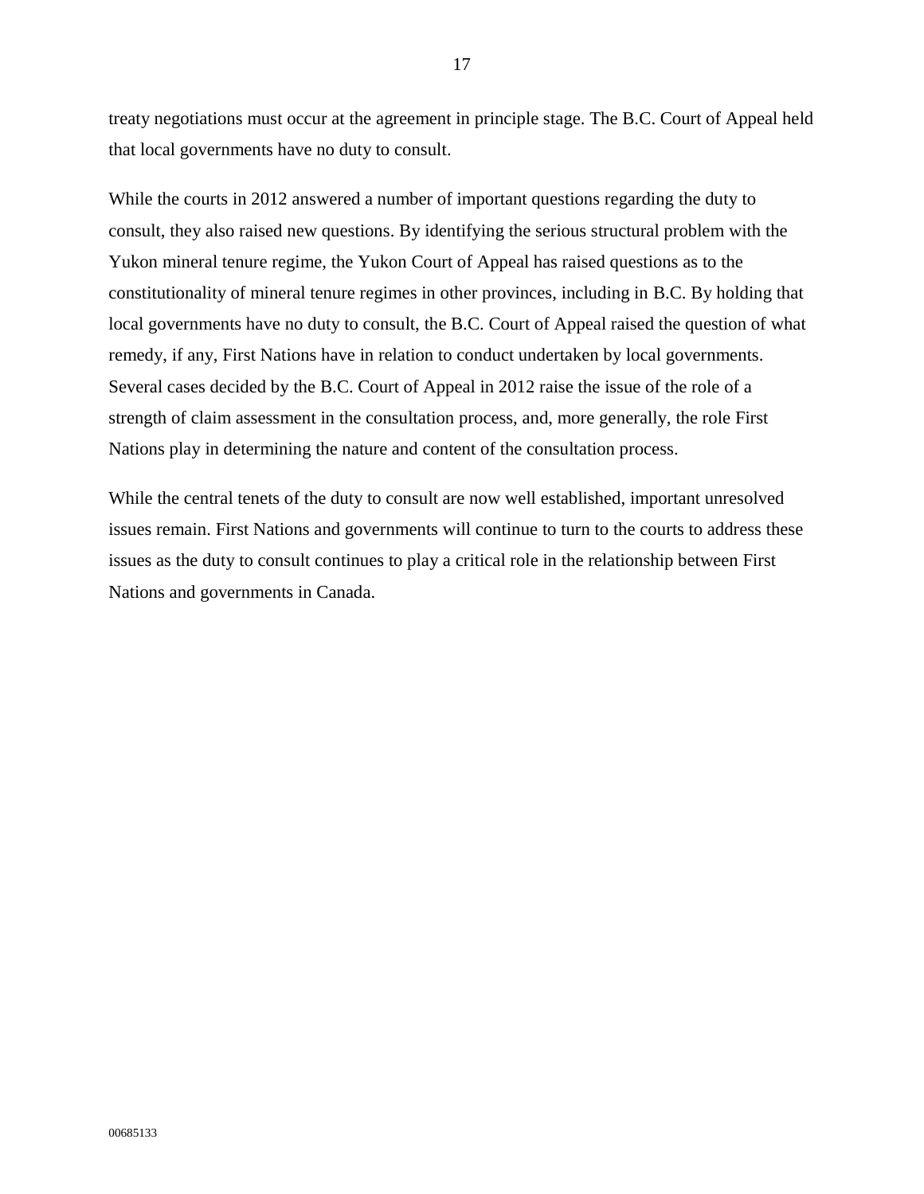treaty negotiations must occur at the agreement in principle stage. The B.C. Court of Appeal held that local governments have no duty to consult.

While the courts in 2012 answered a number of important questions regarding the duty to consult, they also raised new questions. By identifying the serious structural problem with the Yukon mineral tenure regime, the Yukon Court of Appeal has raised questions as to the constitutionality of mineral tenure regimes in other provinces, including in B.C. By holding that local governments have no duty to consult, the B.C. Court of Appeal raised the question of what remedy, if any, First Nations have in relation to conduct undertaken by local governments. Several cases decided by the B.C. Court of Appeal in 2012 raise the issue of the role of a strength of claim assessment in the consultation process, and, more generally, the role First Nations play in determining the nature and content of the consultation process.

While the central tenets of the duty to consult are now well established, important unresolved issues remain. First Nations and governments will continue to turn to the courts to address these issues as the duty to consult continues to play a critical role in the relationship between First Nations and governments in Canada.